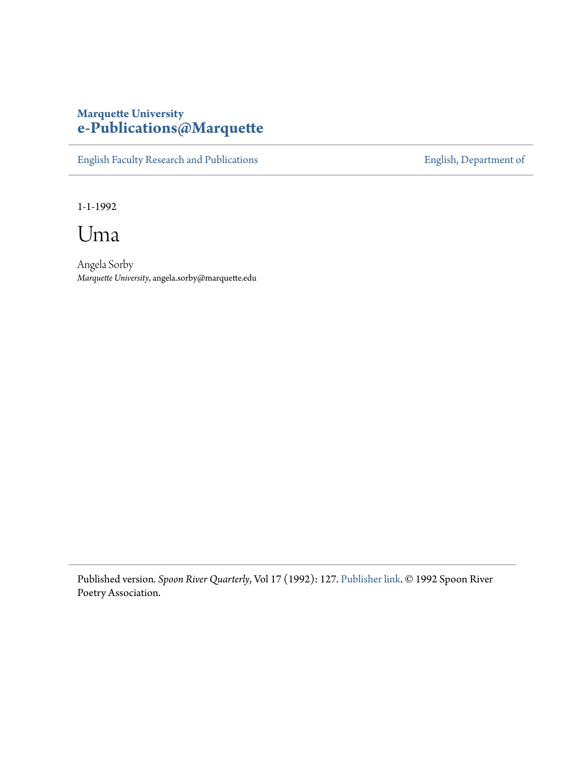**Marquette University**
**e-Publications@Marquette**

English Faculty Research and Publications | English, Department of

1-1-1992

# Uma

Angela Sorby
*Marquette University*, angela.sorby@marquette.edu

Published version. *Spoon River Quarterly*, Vol 17 (1992): 127. Publisher link. © 1992 Spoon River Poetry Association.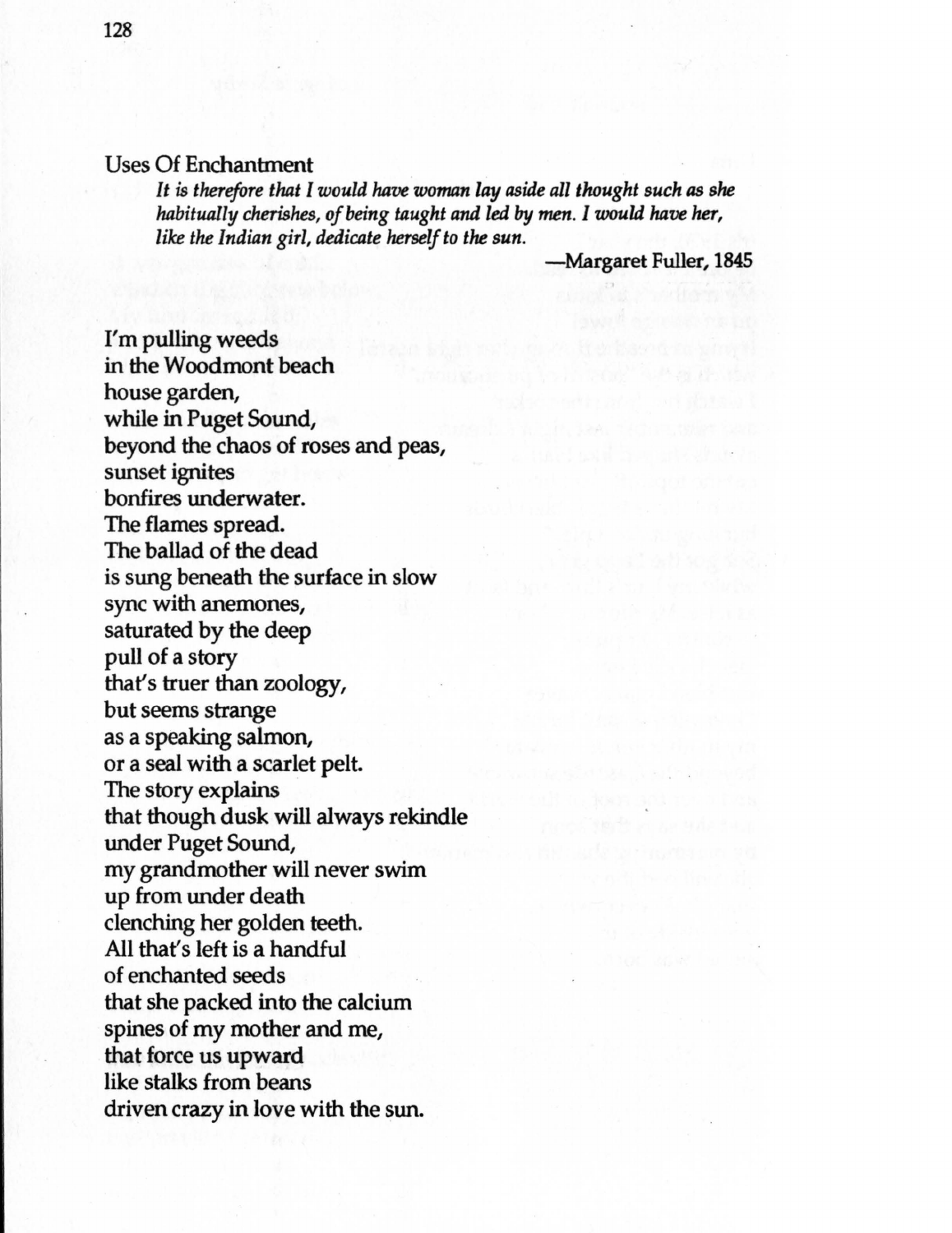## Uses Of Enchantment

> *It is therefore that I would have woman lay aside all thought such as she habitually cherishes, of being taught and led by men. I would have her, like the Indian girl, dedicate herself to the sun.*
>
> —Margaret Fuller, 1845

I'm pulling weeds  
in the Woodmont beach  
house garden,  
while in Puget Sound,  
beyond the chaos of roses and peas,  
sunset ignites  
bonfires underwater.  
The flames spread.  
The ballad of the dead  
is sung beneath the surface in slow  
sync with anemones,  
saturated by the deep  
pull of a story  
that's truer than zoology,  
but seems strange  
as a speaking salmon,  
or a seal with a scarlet pelt.  
The story explains  
that though dusk will always rekindle  
under Puget Sound,  
my grandmother will never swim  
up from under death  
clenching her golden teeth.  
All that's left is a handful  
of enchanted seeds  
that she packed into the calcium  
spines of my mother and me,  
that force us upward  
like stalks from beans  
driven crazy in love with the sun.